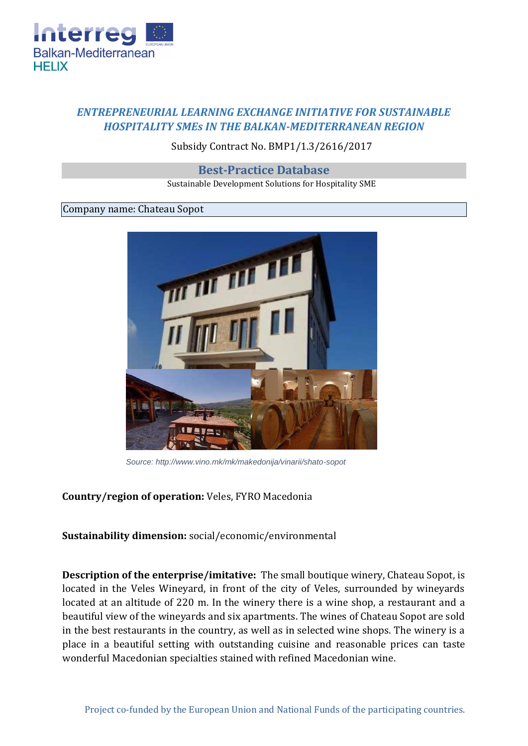## *ENTREPRENEURIAL LEARNING EXCHANGE INITIATIVE FOR SUSTAINABLE HOSPITALITY SMEs IN THE BALKAN-MEDITERRANEAN REGION*

Subsidy Contract No. BMP1/1.3/2616/2017

## Best-Practice Database

Sustainable Development Solutions for Hospitality SME

Company name: Chateau Sopot

*Source: http://www.vino.mk/mk/makedonija/vinarii/shato-sopot*

**Country/region of operation:** Veles, FYRO Macedonia

**Sustainability dimension:** social/economic/environmental

**Description of the enterprise/imitative:** The small boutique winery, Chateau Sopot, is located in the Veles Wineyard, in front of the city of Veles, surrounded by wineyards located at an altitude of 220 m. In the winery there is a wine shop, a restaurant and a beautiful view of the wineyards and six apartments. The wines of Chateau Sopot are sold in the best restaurants in the country, as well as in selected wine shops. The winery is a place in a beautiful setting with outstanding cuisine and reasonable prices can taste wonderful Macedonian specialties stained with refined Macedonian wine.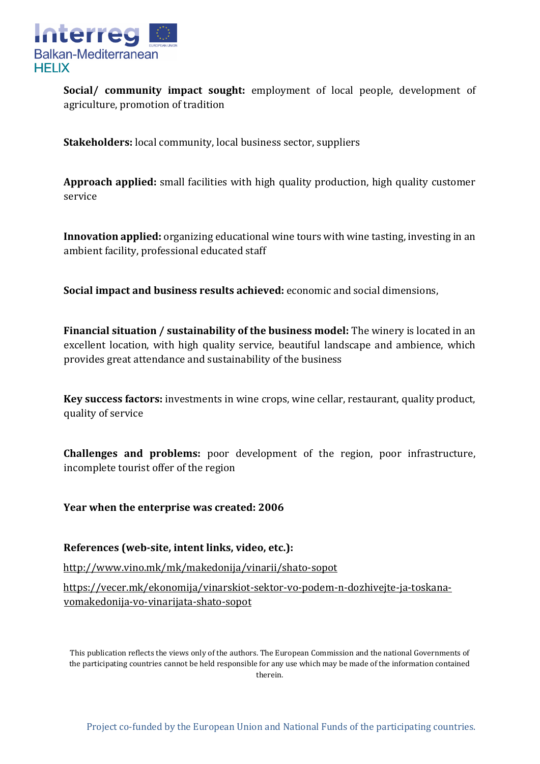**Social/ community impact sought:** employment of local people, development of agriculture, promotion of tradition

**Stakeholders:** local community, local business sector, suppliers

**Approach applied:** small facilities with high quality production, high quality customer service

**Innovation applied:** organizing educational wine tours with wine tasting, investing in an ambient facility, professional educated staff

**Social impact and business results achieved:** economic and social dimensions,

**Financial situation / sustainability of the business model:** The winery is located in an excellent location, with high quality service, beautiful landscape and ambience, which provides great attendance and sustainability of the business

**Key success factors:** investments in wine crops, wine cellar, restaurant, quality product, quality of service

**Challenges and problems:** poor development of the region, poor infrastructure, incomplete tourist offer of the region

**Year when the enterprise was created: 2006**

**References (web-site, intent links, video, etc.):**

http://www.vino.mk/mk/makedonija/vinarii/shato-sopot

https://vecer.mk/ekonomija/vinarskiot-sektor-vo-podem-n-dozhivejte-ja-toskana-vomakedonija-vo-vinarijata-shato-sopot

This publication reflects the views only of the authors. The European Commission and the national Governments of the participating countries cannot be held responsible for any use which may be made of the information contained therein.

Project co-funded by the European Union and National Funds of the participating countries.